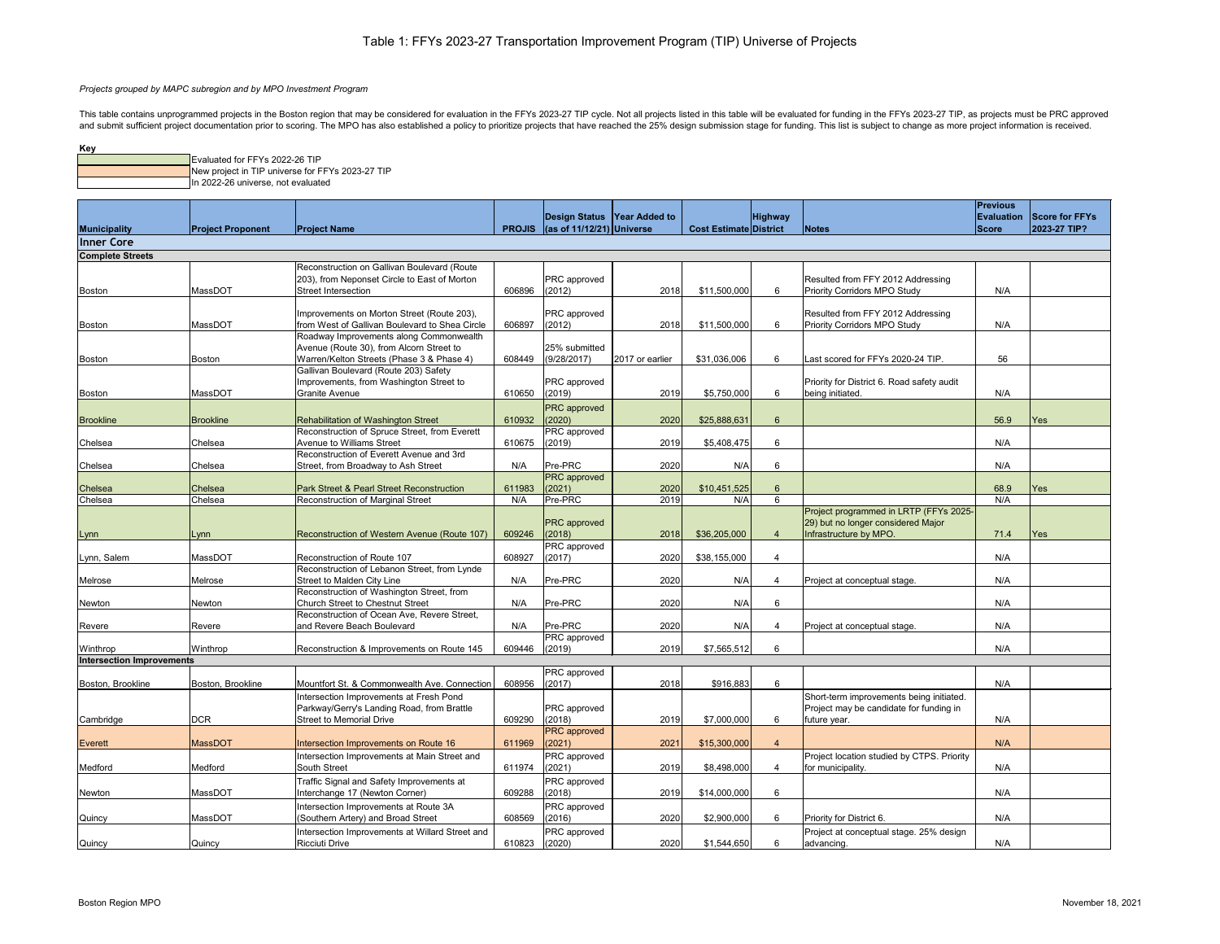# Table 1: FFYs 2023-27 Transportation Improvement Program (TIP) Universe of Projects

*Projects grouped by MAPC subregion and by MPO Investment Program*

This table contains unprogrammed projects in the Boston region that may be considered for evaluation in the FFYs 2023-27 TIP cycle. Not all projects listed in this table will be evaluated for funding in the FFYs 2023-27 TIP, as projects must be PRC approved and submit sufficient project documentation prior to scoring. The MPO has also established a policy to prioritize projects that have reached the 25% design submission stage for funding. This list is subject to change as more project information is received.

**Key**

- Evaluated for FFYs 2022-26 TIP
- New project in TIP universe for FFYs 2023-27 TIP
- In 2022-26 universe, not evaluated

| Municipality | Project Proponent | Project Name | PROJIS | Design Status (as of 11/12/21) | Year Added to Universe | Cost Estimate | Highway District | Notes | Previous Evaluation Score | Score for FFYs 2023-27 TIP? |
|---|---|---|---|---|---|---|---|---|---|---|
| **Inner Core** | | | | | | | | | | |
| **Complete Streets** | | | | | | | | | | |
| Boston | MassDOT | Reconstruction on Gallivan Boulevard (Route 203), from Neponset Circle to East of Morton Street Intersection | 606896 | PRC approved (2012) | 2018 | $11,500,000 | 6 | Resulted from FFY 2012 Addressing Priority Corridors MPO Study | N/A | |
| Boston | MassDOT | Improvements on Morton Street (Route 203), from West of Gallivan Boulevard to Shea Circle | 606897 | PRC approved (2012) | 2018 | $11,500,000 | 6 | Resulted from FFY 2012 Addressing Priority Corridors MPO Study | N/A | |
| Boston | Boston | Roadway Improvements along Commonwealth Avenue (Route 30), from Alcorn Street to Warren/Kelton Streets (Phase 3 & Phase 4) | 608449 | 25% submitted (9/28/2017) | 2017 or earlier | $31,036,006 | 6 | Last scored for FFYs 2020-24 TIP. | 56 | |
| Boston | MassDOT | Gallivan Boulevard (Route 203) Safety Improvements, from Washington Street to Granite Avenue | 610650 | PRC approved (2019) | 2019 | $5,750,000 | 6 | Priority for District 6. Road safety audit being initiated. | N/A | |
| Brookline | Brookline | Rehabilitation of Washington Street | 610932 | PRC approved (2020) | 2020 | $25,888,631 | 6 | | 56.9 | Yes |
| Chelsea | Chelsea | Reconstruction of Spruce Street, from Everett Avenue to Williams Street | 610675 | PRC approved (2019) | 2019 | $5,408,475 | 6 | | N/A | |
| Chelsea | Chelsea | Reconstruction of Everett Avenue and 3rd Street, from Broadway to Ash Street | N/A | Pre-PRC | 2020 | N/A | 6 | | N/A | |
| Chelsea | Chelsea | Park Street & Pearl Street Reconstruction | 611983 | PRC approved (2021) | 2020 | $10,451,525 | 6 | | 68.9 | Yes |
| Chelsea | Chelsea | Reconstruction of Marginal Street | N/A | Pre-PRC | 2019 | N/A | 6 | | N/A | |
| Lynn | Lynn | Reconstruction of Western Avenue (Route 107) | 609246 | PRC approved (2018) | 2018 | $36,205,000 | 4 | Project programmed in LRTP (FFYs 2025-29) but no longer considered Major Infrastructure by MPO. | 71.4 | Yes |
| Lynn, Salem | MassDOT | Reconstruction of Route 107 | 608927 | PRC approved (2017) | 2020 | $38,155,000 | 4 | | N/A | |
| Melrose | Melrose | Reconstruction of Lebanon Street, from Lynde Street to Malden City Line | N/A | Pre-PRC | 2020 | N/A | 4 | Project at conceptual stage. | N/A | |
| Newton | Newton | Reconstruction of Washington Street, from Church Street to Chestnut Street | N/A | Pre-PRC | 2020 | N/A | 6 | | N/A | |
| Revere | Revere | Reconstruction of Ocean Ave, Revere Street, and Revere Beach Boulevard | N/A | Pre-PRC | 2020 | N/A | 4 | Project at conceptual stage. | N/A | |
| Winthrop | Winthrop | Reconstruction & Improvements on Route 145 | 609446 | PRC approved (2019) | 2019 | $7,565,512 | 6 | | N/A | |
| **Intersection Improvements** | | | | | | | | | | |
| Boston, Brookline | Boston, Brookline | Mountfort St. & Commonwealth Ave. Connection | 608956 | PRC approved (2017) | 2018 | $916,883 | 6 | | N/A | |
| Cambridge | DCR | Intersection Improvements at Fresh Pond Parkway/Gerry's Landing Road, from Brattle Street to Memorial Drive | 609290 | PRC approved (2018) | 2019 | $7,000,000 | 6 | Short-term improvements being initiated. Project may be candidate for funding in future year. | N/A | |
| Everett | MassDOT | Intersection Improvements on Route 16 | 611969 | PRC approved (2021) | 2021 | $15,300,000 | 4 | | N/A | |
| Medford | Medford | Intersection Improvements at Main Street and South Street | 611974 | PRC approved (2021) | 2019 | $8,498,000 | 4 | Project location studied by CTPS. Priority for municipality. | N/A | |
| Newton | MassDOT | Traffic Signal and Safety Improvements at Interchange 17 (Newton Corner) | 609288 | PRC approved (2018) | 2019 | $14,000,000 | 6 | | N/A | |
| Quincy | MassDOT | Intersection Improvements at Route 3A (Southern Artery) and Broad Street | 608569 | PRC approved (2016) | 2020 | $2,900,000 | 6 | Priority for District 6. | N/A | |
| Quincy | Quincy | Intersection Improvements at Willard Street and Ricciuti Drive | 610823 | PRC approved (2020) | 2020 | $1,544,650 | 6 | Project at conceptual stage. 25% design advancing. | N/A | |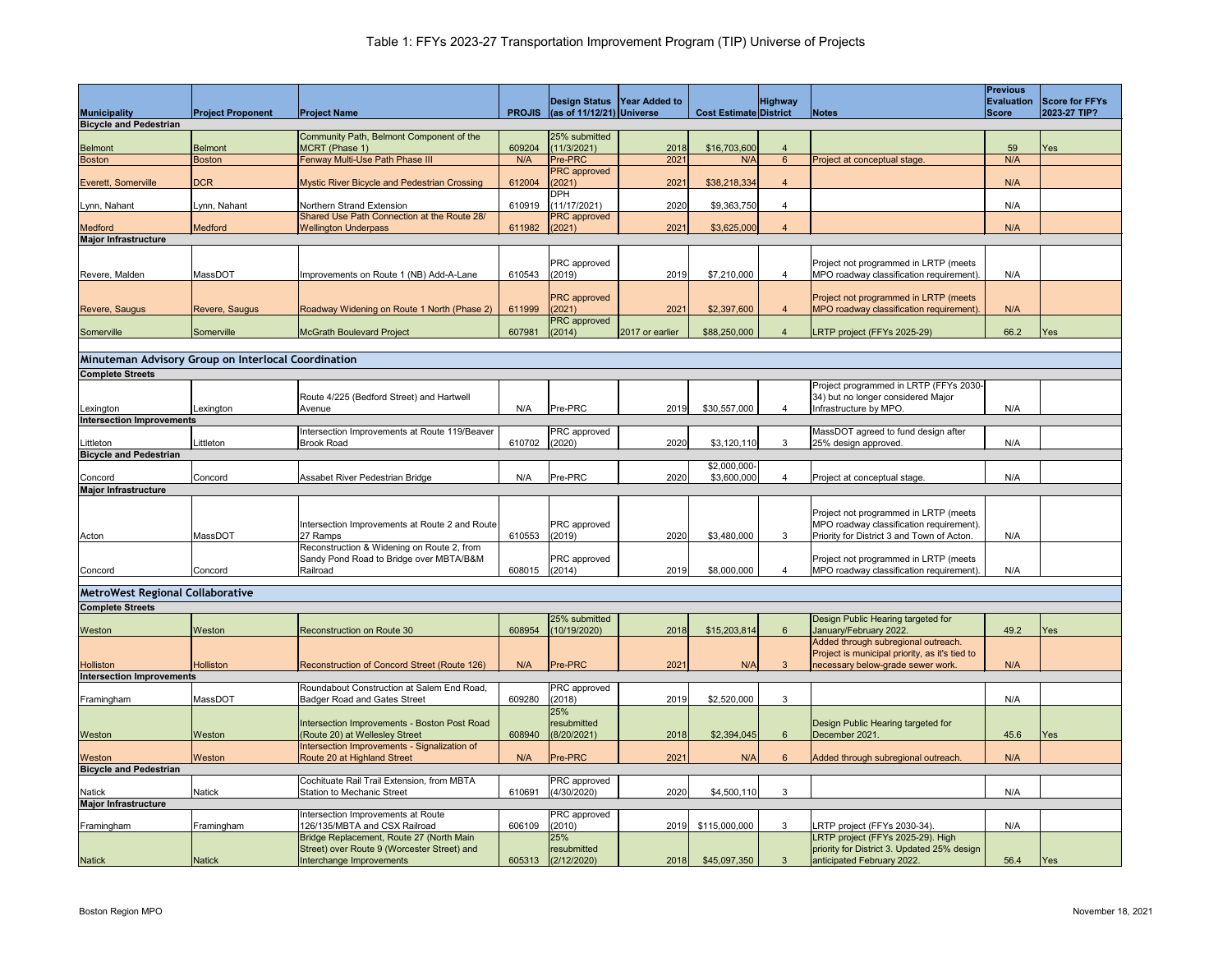# Table 1: FFYs 2023-27 Transportation Improvement Program (TIP) Universe of Projects

| Municipality | Project Proponent | Project Name | PROJIS | Design Status (as of 11/12/21) | Year Added to Universe | Cost Estimate | Highway District | Notes | Previous Evaluation Score | Score for FFYs 2023-27 TIP? |
|---|---|---|---|---|---|---|---|---|---|---|
| **Bicycle and Pedestrian** | | | | | | | | | | |
| Belmont | Belmont | Community Path, Belmont Component of the MCRT (Phase 1) | 609204 | 25% submitted (11/3/2021) | 2018 | $16,703,600 | 4 | | 59 | Yes |
| Boston | Boston | Fenway Multi-Use Path Phase III | N/A | Pre-PRC | 2021 | N/A | 6 | Project at conceptual stage. | N/A | |
| Everett, Somerville | DCR | Mystic River Bicycle and Pedestrian Crossing | 612004 | PRC approved (2021) | 2021 | $38,218,334 | 4 | | N/A | |
| Lynn, Nahant | Lynn, Nahant | Northern Strand Extension | 610919 | DPH (11/17/2021) | 2020 | $9,363,750 | 4 | | N/A | |
| Medford | Medford | Shared Use Path Connection at the Route 28/ Wellington Underpass | 611982 | PRC approved (2021) | 2021 | $3,625,000 | 4 | | N/A | |
| **Major Infrastructure** | | | | | | | | | | |
| Revere, Malden | MassDOT | Improvements on Route 1 (NB) Add-A-Lane | 610543 | PRC approved (2019) | 2019 | $7,210,000 | 4 | Project not programmed in LRTP (meets MPO roadway classification requirement). | N/A | |
| Revere, Saugus | Revere, Saugus | Roadway Widening on Route 1 North (Phase 2) | 611999 | PRC approved (2021) | 2021 | $2,397,600 | 4 | Project not programmed in LRTP (meets MPO roadway classification requirement). | N/A | |
| Somerville | Somerville | McGrath Boulevard Project | 607981 | PRC approved (2014) | 2017 or earlier | $88,250,000 | 4 | LRTP project (FFYs 2025-29) | 66.2 | Yes |
| **Minuteman Advisory Group on Interlocal Coordination** | | | | | | | | | | |
| **Complete Streets** | | | | | | | | | | |
| Lexington | Lexington | Route 4/225 (Bedford Street) and Hartwell Avenue | N/A | Pre-PRC | 2019 | $30,557,000 | 4 | Project programmed in LRTP (FFYs 2030-34) but no longer considered Major Infrastructure by MPO. | N/A | |
| **Intersection Improvements** | | | | | | | | | | |
| Littleton | Littleton | Intersection Improvements at Route 119/Beaver Brook Road | 610702 | PRC approved (2020) | 2020 | $3,120,110 | 3 | MassDOT agreed to fund design after 25% design approved. | N/A | |
| **Bicycle and Pedestrian** | | | | | | | | | | |
| Concord | Concord | Assabet River Pedestrian Bridge | N/A | Pre-PRC | 2020 | $2,000,000-$3,600,000 | 4 | Project at conceptual stage. | N/A | |
| **Major Infrastructure** | | | | | | | | | | |
| Acton | MassDOT | Intersection Improvements at Route 2 and Route 27 Ramps | 610553 | PRC approved (2019) | 2020 | $3,480,000 | 3 | Project not programmed in LRTP (meets MPO roadway classification requirement). Priority for District 3 and Town of Acton. | N/A | |
| Concord | Concord | Reconstruction & Widening on Route 2, from Sandy Pond Road to Bridge over MBTA/B&M Railroad | 608015 | PRC approved (2014) | 2019 | $8,000,000 | 4 | Project not programmed in LRTP (meets MPO roadway classification requirement). | N/A | |
| **MetroWest Regional Collaborative** | | | | | | | | | | |
| **Complete Streets** | | | | | | | | | | |
| Weston | Weston | Reconstruction on Route 30 | 608954 | 25% submitted (10/19/2020) | 2018 | $15,203,814 | 6 | Design Public Hearing targeted for January/February 2022. | 49.2 | Yes |
| Holliston | Holliston | Reconstruction of Concord Street (Route 126) | N/A | Pre-PRC | 2021 | N/A | 3 | Added through subregional outreach. Project is municipal priority, as it's tied to necessary below-grade sewer work. | N/A | |
| **Intersection Improvements** | | | | | | | | | | |
| Framingham | MassDOT | Roundabout Construction at Salem End Road, Badger Road and Gates Street | 609280 | PRC approved (2018) | 2019 | $2,520,000 | 3 | | N/A | |
| Weston | Weston | Intersection Improvements - Boston Post Road (Route 20) at Wellesley Street | 608940 | 25% resubmitted (8/20/2021) | 2018 | $2,394,045 | 6 | Design Public Hearing targeted for December 2021. | 45.6 | Yes |
| Weston | Weston | Intersection Improvements - Signalization of Route 20 at Highland Street | N/A | Pre-PRC | 2021 | N/A | 6 | Added through subregional outreach. | N/A | |
| **Bicycle and Pedestrian** | | | | | | | | | | |
| Natick | Natick | Cochituate Rail Trail Extension, from MBTA Station to Mechanic Street | 610691 | PRC approved (4/30/2020) | 2020 | $4,500,110 | 3 | | N/A | |
| **Major Infrastructure** | | | | | | | | | | |
| Framingham | Framingham | Intersection Improvements at Route 126/135/MBTA and CSX Railroad | 606109 | PRC approved (2010) | 2019 | $115,000,000 | 3 | LRTP project (FFYs 2030-34). | N/A | |
| Natick | Natick | Bridge Replacement, Route 27 (North Main Street) over Route 9 (Worcester Street) and Interchange Improvements | 605313 | 25% resubmitted (2/12/2020) | 2018 | $45,097,350 | 3 | LRTP project (FFYs 2025-29). High priority for District 3. Updated 25% design anticipated February 2022. | 56.4 | Yes |

Boston Region MPO — November 18, 2021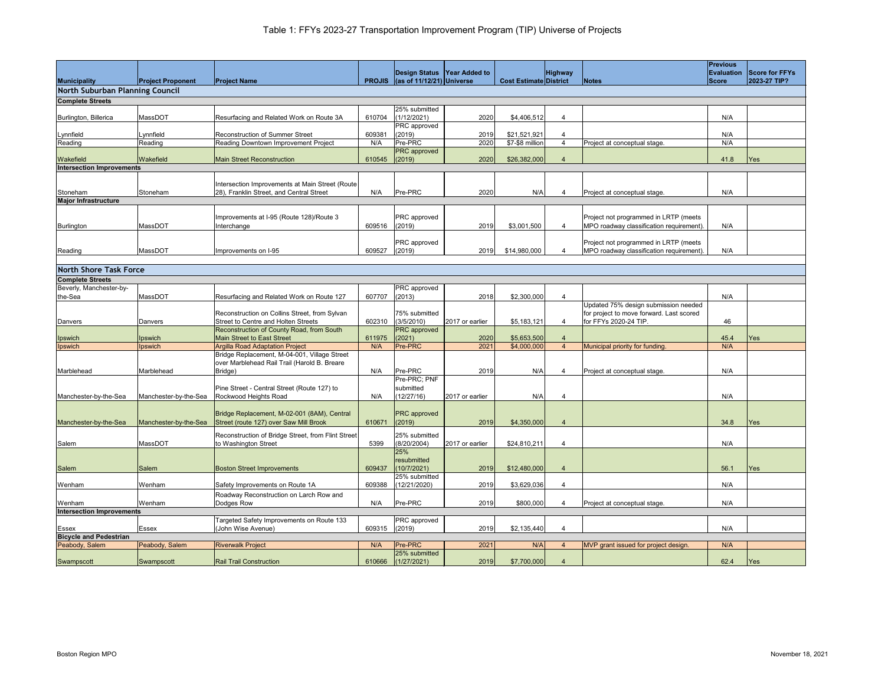# Table 1: FFYs 2023-27 Transportation Improvement Program (TIP) Universe of Projects

| Municipality | Project Proponent | Project Name | PROJIS | Design Status (as of 11/12/21) | Year Added to Universe | Cost Estimate | Highway District | Notes | Previous Evaluation Score | Score for FFYs 2023-27 TIP? |
|---|---|---|---|---|---|---|---|---|---|---|
| **North Suburban Planning Council** | | | | | | | | | | |
| **Complete Streets** | | | | | | | | | | |
| Burlington, Billerica | MassDOT | Resurfacing and Related Work on Route 3A | 610704 | 25% submitted (1/12/2021) | 2020 | $4,406,512 | 4 | | N/A | |
| Lynnfield | Lynnfield | Reconstruction of Summer Street | 609381 | PRC approved (2019) | 2019 | $21,521,921 | 4 | | N/A | |
| Reading | Reading | Reading Downtown Improvement Project | N/A | Pre-PRC | 2020 | $7-$8 million | 4 | Project at conceptual stage. | N/A | |
| Wakefield | Wakefield | Main Street Reconstruction | 610545 | PRC approved (2019) | 2020 | $26,382,000 | 4 | | 41.8 | Yes |
| **Intersection Improvements** | | | | | | | | | | |
| Stoneham | Stoneham | Intersection Improvements at Main Street (Route 28), Franklin Street, and Central Street | N/A | Pre-PRC | 2020 | N/A | 4 | Project at conceptual stage. | N/A | |
| **Major Infrastructure** | | | | | | | | | | |
| Burlington | MassDOT | Improvements at I-95 (Route 128)/Route 3 Interchange | 609516 | PRC approved (2019) | 2019 | $3,001,500 | 4 | Project not programmed in LRTP (meets MPO roadway classification requirement). | N/A | |
| Reading | MassDOT | Improvements on I-95 | 609527 | PRC approved (2019) | 2019 | $14,980,000 | 4 | Project not programmed in LRTP (meets MPO roadway classification requirement). | N/A | |
| **North Shore Task Force** | | | | | | | | | | |
| **Complete Streets** | | | | | | | | | | |
| Beverly, Manchester-by-the-Sea | MassDOT | Resurfacing and Related Work on Route 127 | 607707 | PRC approved (2013) | 2018 | $2,300,000 | 4 | | N/A | |
| Danvers | Danvers | Reconstruction on Collins Street, from Sylvan Street to Centre and Holten Streets | 602310 | 75% submitted (3/5/2010) | 2017 or earlier | $5,183,121 | 4 | Updated 75% design submission needed for project to move forward. Last scored for FFYs 2020-24 TIP. | 46 | |
| Ipswich | Ipswich | Reconstruction of County Road, from South Main Street to East Street | 611975 | PRC approved (2021) | 2020 | $5,653,500 | 4 | | 45.4 | Yes |
| Ipswich | Ipswich | Argilla Road Adaptation Project | N/A | Pre-PRC | 2021 | $4,000,000 | 4 | Municipal priority for funding. | N/A | |
| Marblehead | Marblehead | Bridge Replacement, M-04-001, Village Street over Marblehead Rail Trail (Harold B. Breare Bridge) | N/A | Pre-PRC | 2019 | N/A | 4 | Project at conceptual stage. | N/A | |
| Manchester-by-the-Sea | Manchester-by-the-Sea | Pine Street - Central Street (Route 127) to Rockwood Heights Road | N/A | Pre-PRC; PNF submitted (12/27/16) | 2017 or earlier | N/A | 4 | | N/A | |
| Manchester-by-the-Sea | Manchester-by-the-Sea | Bridge Replacement, M-02-001 (8AM), Central Street (route 127) over Saw Mill Brook | 610671 | PRC approved (2019) | 2019 | $4,350,000 | 4 | | 34.8 | Yes |
| Salem | MassDOT | Reconstruction of Bridge Street, from Flint Street to Washington Street | 5399 | 25% submitted (8/20/2004) | 2017 or earlier | $24,810,211 | 4 | | N/A | |
| Salem | Salem | Boston Street Improvements | 609437 | 25% resubmitted (10/7/2021) | 2019 | $12,480,000 | 4 | | 56.1 | Yes |
| Wenham | Wenham | Safety Improvements on Route 1A | 609388 | 25% submitted (12/21/2020) | 2019 | $3,629,036 | 4 | | N/A | |
| Wenham | Wenham | Roadway Reconstruction on Larch Row and Dodges Row | N/A | Pre-PRC | 2019 | $800,000 | 4 | Project at conceptual stage. | N/A | |
| **Intersection Improvements** | | | | | | | | | | |
| Essex | Essex | Targeted Safety Improvements on Route 133 (John Wise Avenue) | 609315 | PRC approved (2019) | 2019 | $2,135,440 | 4 | | N/A | |
| **Bicycle and Pedestrian** | | | | | | | | | | |
| Peabody, Salem | Peabody, Salem | Riverwalk Project | N/A | Pre-PRC | 2021 | N/A | 4 | MVP grant issued for project design. | N/A | |
| Swampscott | Swampscott | Rail Trail Construction | 610666 | 25% submitted (1/27/2021) | 2019 | $7,700,000 | 4 | | 62.4 | Yes |

Boston Region MPO

November 18, 2021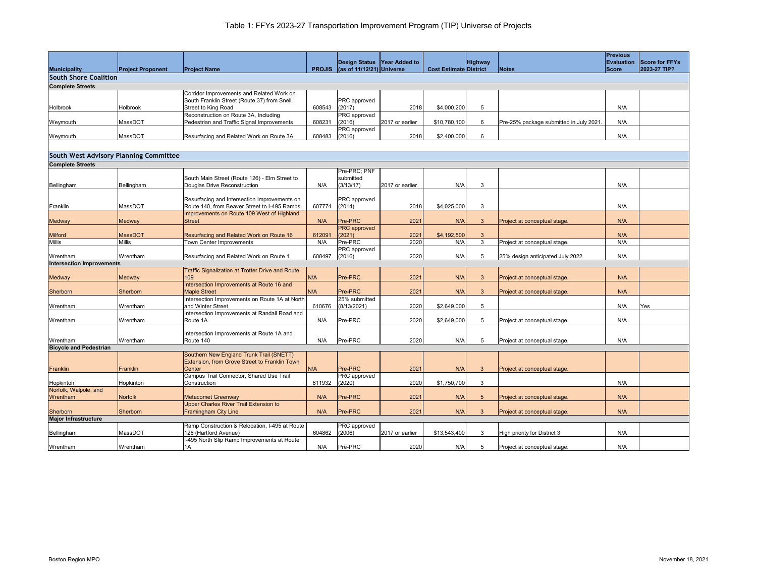# Table 1: FFYs 2023-27 Transportation Improvement Program (TIP) Universe of Projects

| Municipality | Project Proponent | Project Name | PROJIS | Design Status (as of 11/12/21) | Year Added to Universe | Cost Estimate | Highway District | Notes | Previous Evaluation Score | Score for FFYs 2023-27 TIP? |
|---|---|---|---|---|---|---|---|---|---|---|
| **South Shore Coalition** | | | | | | | | | | |
| **Complete Streets** | | | | | | | | | | |
| Holbrook | Holbrook | Corridor Improvements and Related Work on South Franklin Street (Route 37) from Snell Street to King Road | 608543 | PRC approved (2017) | 2018 | $4,000,200 | 5 | | N/A | |
| Weymouth | MassDOT | Reconstruction on Route 3A, Including Pedestrian and Traffic Signal Improvements | 608231 | PRC approved (2016) | 2017 or earlier | $10,780,100 | 6 | Pre-25% package submitted in July 2021. | N/A | |
| Weymouth | MassDOT | Resurfacing and Related Work on Route 3A | 608483 | PRC approved (2016) | 2018 | $2,400,000 | 6 | | N/A | |
| **South West Advisory Planning Committee** | | | | | | | | | | |
| **Complete Streets** | | | | | | | | | | |
| Bellingham | Bellingham | South Main Street (Route 126) - Elm Street to Douglas Drive Reconstruction | N/A | Pre-PRC; PNF submitted (3/13/17) | 2017 or earlier | N/A | 3 | | N/A | |
| Franklin | MassDOT | Resurfacing and Intersection Improvements on Route 140, from Beaver Street to I-495 Ramps | 607774 | PRC approved (2014) | 2018 | $4,025,000 | 3 | | N/A | |
| Medway | Medway | Improvements on Route 109 West of Highland Street | N/A | Pre-PRC | 2021 | N/A | 3 | Project at conceptual stage. | N/A | |
| Milford | MassDOT | Resurfacing and Related Work on Route 16 | 612091 | PRC approved (2021) | 2021 | $4,192,500 | 3 | | N/A | |
| Millis | Millis | Town Center Improvements | N/A | Pre-PRC | 2020 | N/A | 3 | Project at conceptual stage. | N/A | |
| Wrentham | Wrentham | Resurfacing and Related Work on Route 1 | 608497 | PRC approved (2016) | 2020 | N/A | 5 | 25% design anticipated July 2022. | N/A | |
| **Intersection Improvements** | | | | | | | | | | |
| Medway | Medway | Traffic Signalization at Trotter Drive and Route 109 | N/A | Pre-PRC | 2021 | N/A | 3 | Project at conceptual stage. | N/A | |
| Sherborn | Sherborn | Intersection Improvements at Route 16 and Maple Street | N/A | Pre-PRC | 2021 | N/A | 3 | Project at conceptual stage. | N/A | |
| Wrentham | Wrentham | Intersection Improvements on Route 1A at North and Winter Street | 610676 | 25% submitted (8/13/2021) | 2020 | $2,649,000 | 5 | | N/A | Yes |
| Wrentham | Wrentham | Intersection Improvements at Randall Road and Route 1A | N/A | Pre-PRC | 2020 | $2,649,000 | 5 | Project at conceptual stage. | N/A | |
| Wrentham | Wrentham | Intersection Improvements at Route 1A and Route 140 | N/A | Pre-PRC | 2020 | N/A | 5 | Project at conceptual stage. | N/A | |
| **Bicycle and Pedestrian** | | | | | | | | | | |
| Franklin | Franklin | Southern New England Trunk Trail (SNETT) Extension, from Grove Street to Franklin Town Center | N/A | Pre-PRC | 2021 | N/A | 3 | Project at conceptual stage. | | |
| Hopkinton | Hopkinton | Campus Trail Connector, Shared Use Trail Construction | 611932 | PRC approved (2020) | 2020 | $1,750,700 | 3 | | N/A | |
| Norfolk, Walpole, and Wrentham | Norfolk | Metacomet Greenway | N/A | Pre-PRC | 2021 | N/A | 5 | Project at conceptual stage. | N/A | |
| Sherborn | Sherborn | Upper Charles River Trail Extension to Framingham City Line | N/A | Pre-PRC | 2021 | N/A | 3 | Project at conceptual stage. | N/A | |
| **Major Infrastructure** | | | | | | | | | | |
| Bellingham | MassDOT | Ramp Construction & Relocation, I-495 at Route 126 (Hartford Avenue) | 604862 | PRC approved (2006) | 2017 or earlier | $13,543,400 | 3 | High priority for District 3 | N/A | |
| Wrentham | Wrentham | I-495 North Slip Ramp Improvements at Route 1A | N/A | Pre-PRC | 2020 | N/A | 5 | Project at conceptual stage. | N/A | |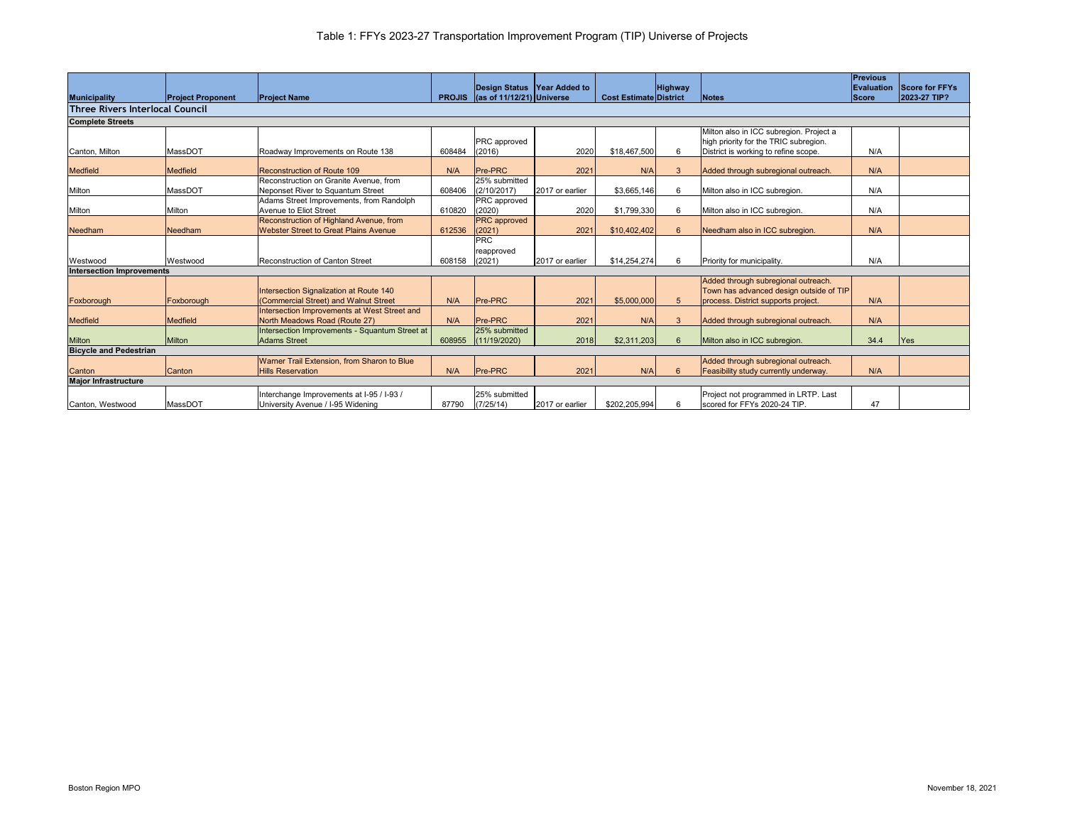# Table 1: FFYs 2023-27 Transportation Improvement Program (TIP) Universe of Projects

| Municipality | Project Proponent | Project Name | PROJIS | Design Status (as of 11/12/21) | Year Added to Universe | Cost Estimate | Highway District | Notes | Previous Evaluation Score | Score for FFYs 2023-27 TIP? |
|---|---|---|---|---|---|---|---|---|---|---|
| **Three Rivers Interlocal Council** | | | | | | | | | | |
| **Complete Streets** | | | | | | | | | | |
| Canton, Milton | MassDOT | Roadway Improvements on Route 138 | 608484 | PRC approved (2016) | 2020 | $18,467,500 | 6 | Milton also in ICC subregion. Project a high priority for the TRIC subregion. District is working to refine scope. | N/A | |
| Medfield | Medfield | Reconstruction of Route 109 | N/A | Pre-PRC | 2021 | N/A | 3 | Added through subregional outreach. | N/A | |
| Milton | MassDOT | Reconstruction on Granite Avenue, from Neponset River to Squantum Street | 608406 | 25% submitted (2/10/2017) | 2017 or earlier | $3,665,146 | 6 | Milton also in ICC subregion. | N/A | |
| Milton | Milton | Adams Street Improvements, from Randolph Avenue to Eliot Street | 610820 | PRC approved (2020) | 2020 | $1,799,330 | 6 | Milton also in ICC subregion. | N/A | |
| Needham | Needham | Reconstruction of Highland Avenue, from Webster Street to Great Plains Avenue | 612536 | PRC approved (2021) | 2021 | $10,402,402 | 6 | Needham also in ICC subregion. | N/A | |
| Westwood | Westwood | Reconstruction of Canton Street | 608158 | PRC reapproved (2021) | 2017 or earlier | $14,254,274 | 6 | Priority for municipality. | N/A | |
| **Intersection Improvements** | | | | | | | | | | |
| Foxborough | Foxborough | Intersection Signalization at Route 140 (Commercial Street) and Walnut Street | N/A | Pre-PRC | 2021 | $5,000,000 | 5 | Added through subregional outreach. Town has advanced design outside of TIP process. District supports project. | N/A | |
| Medfield | Medfield | Intersection Improvements at West Street and North Meadows Road (Route 27) | N/A | Pre-PRC | 2021 | N/A | 3 | Added through subregional outreach. | N/A | |
| Milton | Milton | Intersection Improvements - Squantum Street at Adams Street | 608955 | 25% submitted (11/19/2020) | 2018 | $2,311,203 | 6 | Milton also in ICC subregion. | 34.4 | Yes |
| **Bicycle and Pedestrian** | | | | | | | | | | |
| Canton | Canton | Warner Trail Extension, from Sharon to Blue Hills Reservation | N/A | Pre-PRC | 2021 | N/A | 6 | Added through subregional outreach. Feasibility study currently underway. | N/A | |
| **Major Infrastructure** | | | | | | | | | | |
| Canton, Westwood | MassDOT | Interchange Improvements at I-95 / I-93 / University Avenue / I-95 Widening | 87790 | 25% submitted (7/25/14) | 2017 or earlier | $202,205,994 | 6 | Project not programmed in LRTP. Last scored for FFYs 2020-24 TIP. | 47 | |

Boston Region MPO

November 18, 2021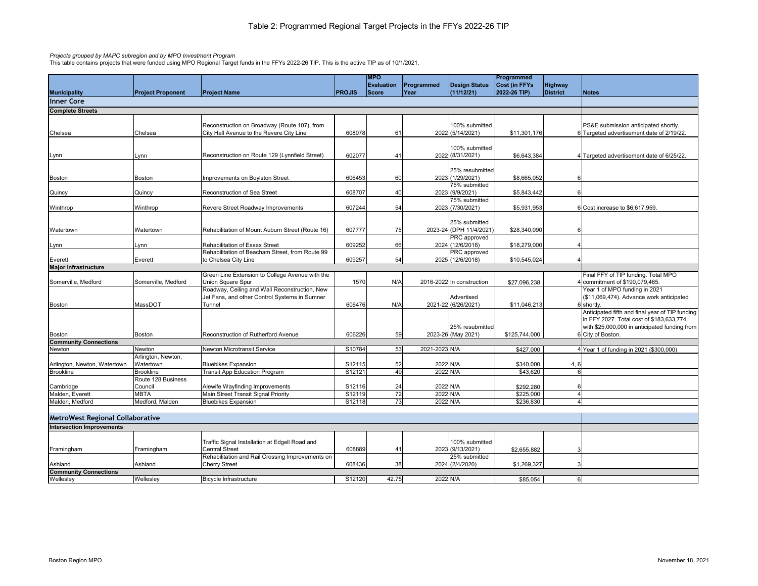# Table 2: Programmed Regional Target Projects in the FFYs 2022-26 TIP

*Projects grouped by MAPC subregion and by MPO Investment Program*

This table contains projects that were funded using MPO Regional Target funds in the FFYs 2022-26 TIP. This is the active TIP as of 10/1/2021.

| Municipality | Project Proponent | Project Name | PROJIS | MPO Evaluation Score | Programmed Year | Design Status (11/12/21) | Programmed Cost (in FFYs 2022-26 TIP) | Highway District | Notes |
|---|---|---|---|---|---|---|---|---|---|
| **Inner Core** | | | | | | | | | |
| **Complete Streets** | | | | | | | | | |
| Chelsea | Chelsea | Reconstruction on Broadway (Route 107), from City Hall Avenue to the Revere City Line | 608078 | 61 | 2022 | 100% submitted (5/14/2021) | $11,301,176 | 6 | PS&E submission anticipated shortly. Targeted advertisement date of 2/19/22. |
| Lynn | Lynn | Reconstruction on Route 129 (Lynnfield Street) | 602077 | 41 | 2022 | 100% submitted (8/31/2021) | $6,643,384 | 4 | Targeted advertisement date of 6/25/22. |
| Boston | Boston | Improvements on Boylston Street | 606453 | 60 | 2023 | 25% resubmitted (1/29/2021) | $8,665,052 | 6 | |
| Quincy | Quincy | Reconstruction of Sea Street | 608707 | 40 | 2023 | 75% submitted (9/9/2021) | $5,843,442 | 6 | |
| Winthrop | Winthrop | Revere Street Roadway Improvements | 607244 | 54 | 2023 | 75% submitted (7/30/2021) | $5,931,953 | 6 | Cost increase to $6,617,959. |
| Watertown | Watertown | Rehabilitation of Mount Auburn Street (Route 16) | 607777 | 75 | 2023-24 | 25% submitted (DPH 11/4/2021) | $28,340,090 | 6 | |
| Lynn | Lynn | Rehabilitation of Essex Street | 609252 | 66 | 2024 | PRC approved (12/6/2018) | $18,279,000 | 4 | |
| Everett | Everett | Rehabilitation of Beacham Street, from Route 99 to Chelsea City Line | 609257 | 54 | 2025 | PRC approved (12/6/2018) | $10,545,024 | 4 | |
| **Major Infrastructure** | | | | | | | | | |
| Somerville, Medford | Somerville, Medford | Green Line Extension to College Avenue with the Union Square Spur | 1570 | N/A | 2016-2022 | In construction | $27,096,238 | 4 | Final FFY of TIP funding. Total MPO commitment of $190,079,465. |
| Boston | MassDOT | Roadway, Ceiling and Wall Reconstruction, New Jet Fans, and other Control Systems in Sumner Tunnel | 606476 | N/A | 2021-22 | Advertised (6/26/2021) | $11,046,213 | 6 | Year 1 of MPO funding in 2021 ($11,069,474). Advance work anticipated shortly. |
| Boston | Boston | Reconstruction of Rutherford Avenue | 606226 | 59 | 2023-26 | 25% resubmitted (May 2021) | $125,744,000 | 6 | Anticipated fifth and final year of TIP funding in FFY 2027. Total cost of $183,633,774, with $25,000,000 in anticipated funding from City of Boston. |
| **Community Connections** | | | | | | | | | |
| Newton | Newton | Newton Microtransit Service | S10784 | 53 | 2021-2023 | N/A | $427,000 | 4 | Year 1 of funding in 2021 ($300,000) |
| Arlington, Newton, Watertown | Arlington, Newton, Watertown | Bluebikes Expansion | S12115 | 52 | 2022 | N/A | $340,000 | 4, 6 | |
| Brookline | Brookline | Transit App Education Program | S12121 | 49 | 2022 | N/A | $43,620 | 6 | |
| Cambridge | Route 128 Business Council | Alewife Wayfinding Improvements | S12116 | 24 | 2022 | N/A | $292,280 | 6 | |
| Malden, Everett | MBTA | Main Street Transit Signal Priority | S12119 | 72 | 2022 | N/A | $225,000 | 4 | |
| Malden, Medford | Medford, Malden | Bluebikes Expansion | S12118 | 73 | 2022 | N/A | $236,830 | 4 | |
| **MetroWest Regional Collaborative** | | | | | | | | | |
| **Intersection Improvements** | | | | | | | | | |
| Framingham | Framingham | Traffic Signal Installation at Edgell Road and Central Street | 608889 | 41 | 2023 | 100% submitted (9/13/2021) | $2,655,882 | 3 | |
| Ashland | Ashland | Rehabilitation and Rail Crossing Improvements on Cherry Street | 608436 | 38 | 2024 | 25% submitted (2/4/2020) | $1,269,327 | 3 | |
| **Community Connections** | | | | | | | | | |
| Wellesley | Wellesley | Bicycle Infrastructure | S12120 | 42.75 | 2022 | N/A | $85,054 | 6 | |

Boston Region MPO

November 18, 2021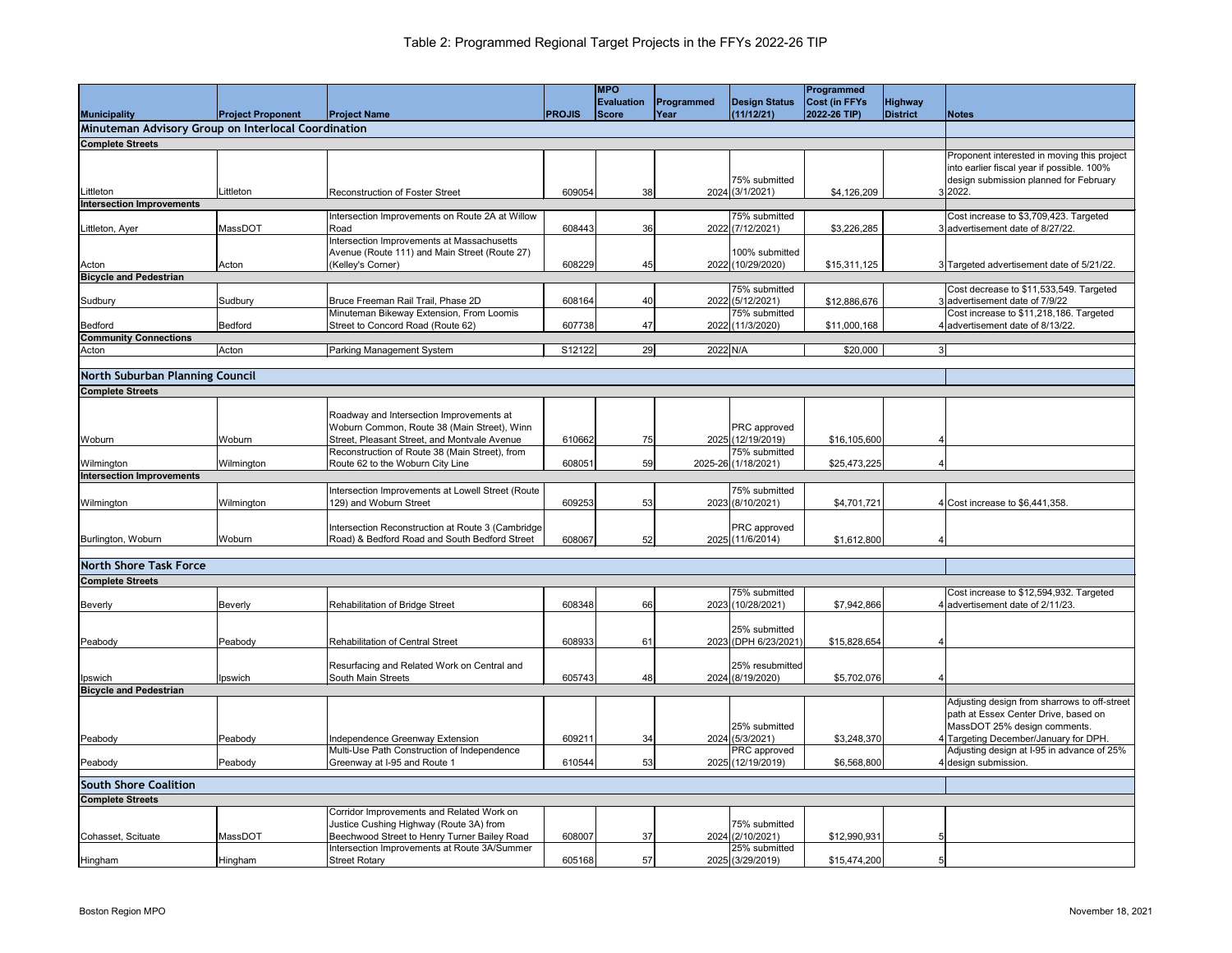# Table 2: Programmed Regional Target Projects in the FFYs 2022-26 TIP

| Municipality | Project Proponent | Project Name | PROJIS | MPO Evaluation Score | Programmed Year | Design Status (11/12/21) | Programmed Cost (in FFYs 2022-26 TIP) | Highway District | Notes |
|---|---|---|---|---|---|---|---|---|---|
| **Minuteman Advisory Group on Interlocal Coordination** | | | | | | | | | |
| **Complete Streets** | | | | | | | | | |
| Littleton | Littleton | Reconstruction of Foster Street | 609054 | 38 | 2024 | 75% submitted (3/1/2021) | $4,126,209 | 3 | Proponent interested in moving this project into earlier fiscal year if possible. 100% design submission planned for February 2022. |
| **Intersection Improvements** | | | | | | | | | |
| Littleton, Ayer | MassDOT | Intersection Improvements on Route 2A at Willow Road | 608443 | 36 | 2022 | 75% submitted (7/12/2021) | $3,226,285 | 3 | Cost increase to $3,709,423. Targeted advertisement date of 8/27/22. |
| Acton | Acton | Intersection Improvements at Massachusetts Avenue (Route 111) and Main Street (Route 27) (Kelley's Corner) | 608229 | 45 | 2022 | 100% submitted (10/29/2020) | $15,311,125 | 3 | Targeted advertisement date of 5/21/22. |
| **Bicycle and Pedestrian** | | | | | | | | | |
| Sudbury | Sudbury | Bruce Freeman Rail Trail, Phase 2D | 608164 | 40 | 2022 | 75% submitted (5/12/2021) | $12,886,676 | 3 | Cost decrease to $11,533,549. Targeted advertisement date of 7/9/22 |
| Bedford | Bedford | Minuteman Bikeway Extension, From Loomis Street to Concord Road (Route 62) | 607738 | 47 | 2022 | 75% submitted (11/3/2020) | $11,000,168 | 4 | Cost increase to $11,218,186. Targeted advertisement date of 8/13/22. |
| **Community Connections** | | | | | | | | | |
| Acton | Acton | Parking Management System | S12122 | 29 | 2022 | N/A | $20,000 | 3 | |
| **North Suburban Planning Council** | | | | | | | | | |
| **Complete Streets** | | | | | | | | | |
| Woburn | Woburn | Roadway and Intersection Improvements at Woburn Common, Route 38 (Main Street), Winn Street, Pleasant Street, and Montvale Avenue | 610662 | 75 | 2025 | PRC approved (12/19/2019) | $16,105,600 | 4 | |
| Wilmington | Wilmington | Reconstruction of Route 38 (Main Street), from Route 62 to the Woburn City Line | 608051 | 59 | 2025-26 | 75% submitted (1/18/2021) | $25,473,225 | 4 | |
| **Intersection Improvements** | | | | | | | | | |
| Wilmington | Wilmington | Intersection Improvements at Lowell Street (Route 129) and Woburn Street | 609253 | 53 | 2023 | 75% submitted (8/10/2021) | $4,701,721 | 4 | Cost increase to $6,441,358. |
| Burlington, Woburn | Woburn | Intersection Reconstruction at Route 3 (Cambridge Road) & Bedford Road and South Bedford Street | 608067 | 52 | 2025 | PRC approved (11/6/2014) | $1,612,800 | 4 | |
| **North Shore Task Force** | | | | | | | | | |
| **Complete Streets** | | | | | | | | | |
| Beverly | Beverly | Rehabilitation of Bridge Street | 608348 | 66 | 2023 | 75% submitted (10/28/2021) | $7,942,866 | 4 | Cost increase to $12,594,932. Targeted advertisement date of 2/11/23. |
| Peabody | Peabody | Rehabilitation of Central Street | 608933 | 61 | 2023 | 25% submitted (DPH 6/23/2021) | $15,828,654 | 4 | |
| Ipswich | Ipswich | Resurfacing and Related Work on Central and South Main Streets | 605743 | 48 | 2024 | 25% resubmitted (8/19/2020) | $5,702,076 | 4 | |
| **Bicycle and Pedestrian** | | | | | | | | | |
| Peabody | Peabody | Independence Greenway Extension | 609211 | 34 | 2024 | 25% submitted (5/3/2021) | $3,248,370 | 4 | Adjusting design from sharrows to off-street path at Essex Center Drive, based on MassDOT 25% design comments. Targeting December/January for DPH. |
| Peabody | Peabody | Multi-Use Path Construction of Independence Greenway at I-95 and Route 1 | 610544 | 53 | 2025 | PRC approved (12/19/2019) | $6,568,800 | 4 | Adjusting design at I-95 in advance of 25% design submission. |
| **South Shore Coalition** | | | | | | | | | |
| **Complete Streets** | | | | | | | | | |
| Cohasset, Scituate | MassDOT | Corridor Improvements and Related Work on Justice Cushing Highway (Route 3A) from Beechwood Street to Henry Turner Bailey Road | 608007 | 37 | 2024 | 75% submitted (2/10/2021) | $12,990,931 | 5 | |
| Hingham | Hingham | Intersection Improvements at Route 3A/Summer Street Rotary | 605168 | 57 | 2025 | 25% submitted (3/29/2019) | $15,474,200 | 5 | |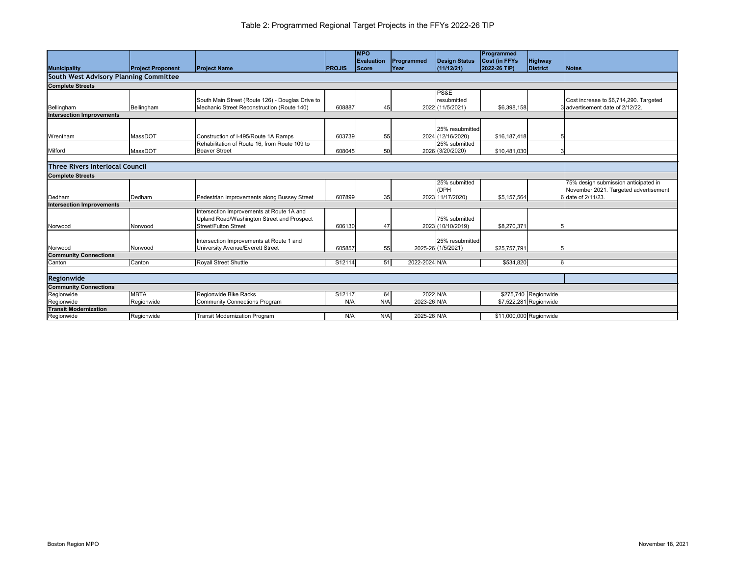# Table 2: Programmed Regional Target Projects in the FFYs 2022-26 TIP

| Municipality | Project Proponent | Project Name | PROJIS | MPO Evaluation Score | Programmed Year | Design Status (11/12/21) | Programmed Cost (in FFYs 2022-26 TIP) | Highway District | Notes |
|---|---|---|---|---|---|---|---|---|---|
| **South West Advisory Planning Committee** | | | | | | | | | |
| **Complete Streets** | | | | | | | | | |
| Bellingham | Bellingham | South Main Street (Route 126) - Douglas Drive to Mechanic Street Reconstruction (Route 140) | 608887 | 45 | 2022 | PS&E resubmitted (11/5/2021) | $6,398,158 | 3 | Cost increase to $6,714,290. Targeted advertisement date of 2/12/22. |
| **Intersection Improvements** | | | | | | | | | |
| Wrentham | MassDOT | Construction of I-495/Route 1A Ramps | 603739 | 55 | 2024 | 25% resubmitted (12/16/2020) | $16,187,418 | 5 | |
| Milford | MassDOT | Rehabilitation of Route 16, from Route 109 to Beaver Street | 608045 | 50 | 2026 | 25% submitted (3/20/2020) | $10,481,030 | 3 | |
| **Three Rivers Interlocal Council** | | | | | | | | | |
| **Complete Streets** | | | | | | | | | |
| Dedham | Dedham | Pedestrian Improvements along Bussey Street | 607899 | 35 | 2023 | 25% submitted (DPH 11/17/2020) | $5,157,564 | 6 | 75% design submission anticipated in November 2021. Targeted advertisement date of 2/11/23. |
| **Intersection Improvements** | | | | | | | | | |
| Norwood | Norwood | Intersection Improvements at Route 1A and Upland Road/Washington Street and Prospect Street/Fulton Street | 606130 | 47 | 2023 | 75% submitted (10/10/2019) | $8,270,371 | 5 | |
| Norwood | Norwood | Intersection Improvements at Route 1 and University Avenue/Everett Street | 605857 | 55 | 2025-26 | 25% resubmitted (1/5/2021) | $25,757,791 | 5 | |
| **Community Connections** | | | | | | | | | |
| Canton | Canton | Royall Street Shuttle | S12114 | 51 | 2022-2024 | N/A | $534,820 | 6 | |
| **Regionwide** | | | | | | | | | |
| **Community Connections** | | | | | | | | | |
| Regionwide | MBTA | Regionwide Bike Racks | S12117 | 64 | 2022 | N/A | $275,740 | Regionwide | |
| Regionwide | Regionwide | Community Connections Program | N/A | N/A | 2023-26 | N/A | $7,522,281 | Regionwide | |
| **Transit Modernization** | | | | | | | | | |
| Regionwide | Regionwide | Transit Modernization Program | N/A | N/A | 2025-26 | N/A | $11,000,000 | Regionwide | |

Boston Region MPO

November 18, 2021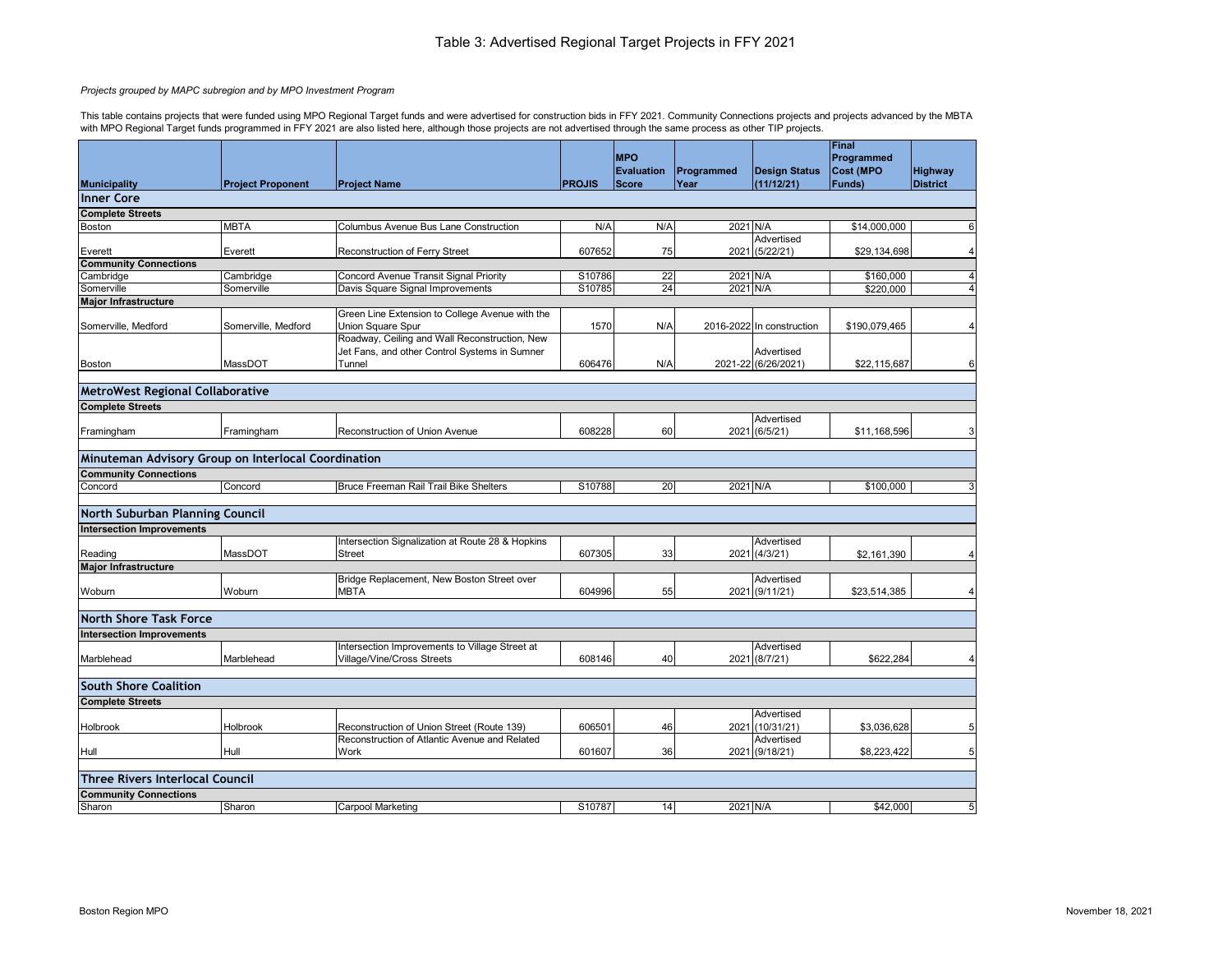# Table 3: Advertised Regional Target Projects in FFY 2021

*Projects grouped by MAPC subregion and by MPO Investment Program*

This table contains projects that were funded using MPO Regional Target funds and were advertised for construction bids in FFY 2021. Community Connections projects and projects advanced by the MBTA with MPO Regional Target funds programmed in FFY 2021 are also listed here, although those projects are not advertised through the same process as other TIP projects.

| Municipality | Project Proponent | Project Name | PROJIS | MPO Evaluation Score | Programmed Year | Design Status (11/12/21) | Final Programmed Cost (MPO Funds) | Highway District |
|---|---|---|---|---|---|---|---|---|
| **Inner Core** | | | | | | | | |
| **Complete Streets** | | | | | | | | |
| Boston | MBTA | Columbus Avenue Bus Lane Construction | N/A | N/A | 2021 | N/A | $14,000,000 | 6 |
| Everett | Everett | Reconstruction of Ferry Street | 607652 | 75 | 2021 | Advertised (5/22/21) | $29,134,698 | 4 |
| **Community Connections** | | | | | | | | |
| Cambridge | Cambridge | Concord Avenue Transit Signal Priority | S10786 | 22 | 2021 | N/A | $160,000 | 4 |
| Somerville | Somerville | Davis Square Signal Improvements | S10785 | 24 | 2021 | N/A | $220,000 | 4 |
| **Major Infrastructure** | | | | | | | | |
| Somerville, Medford | Somerville, Medford | Green Line Extension to College Avenue with the Union Square Spur | 1570 | N/A | 2016-2022 | In construction | $190,079,465 | 4 |
| Boston | MassDOT | Roadway, Ceiling and Wall Reconstruction, New Jet Fans, and other Control Systems in Sumner Tunnel | 606476 | N/A | 2021-22 | Advertised (6/26/2021) | $22,115,687 | 6 |
| **MetroWest Regional Collaborative** | | | | | | | | |
| **Complete Streets** | | | | | | | | |
| Framingham | Framingham | Reconstruction of Union Avenue | 608228 | 60 | 2021 | Advertised (6/5/21) | $11,168,596 | 3 |
| **Minuteman Advisory Group on Interlocal Coordination** | | | | | | | | |
| **Community Connections** | | | | | | | | |
| Concord | Concord | Bruce Freeman Rail Trail Bike Shelters | S10788 | 20 | 2021 | N/A | $100,000 | 3 |
| **North Suburban Planning Council** | | | | | | | | |
| **Intersection Improvements** | | | | | | | | |
| Reading | MassDOT | Intersection Signalization at Route 28 & Hopkins Street | 607305 | 33 | 2021 | Advertised (4/3/21) | $2,161,390 | 4 |
| **Major Infrastructure** | | | | | | | | |
| Woburn | Woburn | Bridge Replacement, New Boston Street over MBTA | 604996 | 55 | 2021 | Advertised (9/11/21) | $23,514,385 | 4 |
| **North Shore Task Force** | | | | | | | | |
| **Intersection Improvements** | | | | | | | | |
| Marblehead | Marblehead | Intersection Improvements to Village Street at Village/Vine/Cross Streets | 608146 | 40 | 2021 | Advertised (8/7/21) | $622,284 | 4 |
| **South Shore Coalition** | | | | | | | | |
| **Complete Streets** | | | | | | | | |
| Holbrook | Holbrook | Reconstruction of Union Street (Route 139) | 606501 | 46 | 2021 | Advertised (10/31/21) | $3,036,628 | 5 |
| Hull | Hull | Reconstruction of Atlantic Avenue and Related Work | 601607 | 36 | 2021 | Advertised (9/18/21) | $8,223,422 | 5 |
| **Three Rivers Interlocal Council** | | | | | | | | |
| **Community Connections** | | | | | | | | |
| Sharon | Sharon | Carpool Marketing | S10787 | 14 | 2021 | N/A | $42,000 | 5 |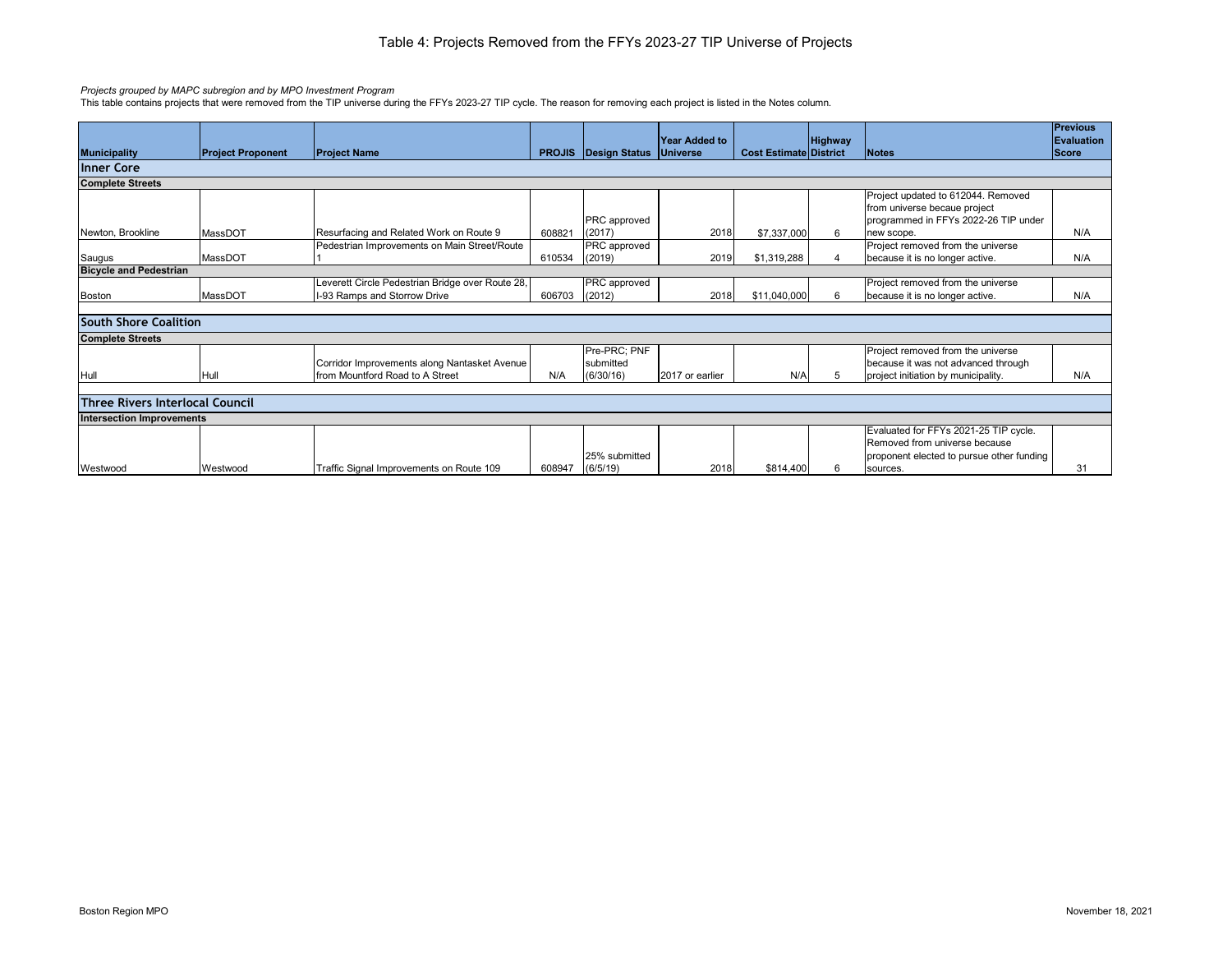# Table 4: Projects Removed from the FFYs 2023-27 TIP Universe of Projects

*Projects grouped by MAPC subregion and by MPO Investment Program*

This table contains projects that were removed from the TIP universe during the FFYs 2023-27 TIP cycle. The reason for removing each project is listed in the Notes column.

| Municipality | Project Proponent | Project Name | PROJIS | Design Status | Year Added to Universe | Cost Estimate | Highway District | Notes | Previous Evaluation Score |
|---|---|---|---|---|---|---|---|---|---|
| **Inner Core** | | | | | | | | | |
| **Complete Streets** | | | | | | | | | |
| Newton, Brookline | MassDOT | Resurfacing and Related Work on Route 9 | 608821 | PRC approved (2017) | 2018 | $7,337,000 | 6 | Project updated to 612044. Removed from universe becaue project programmed in FFYs 2022-26 TIP under new scope. | N/A |
| Saugus | MassDOT | Pedestrian Improvements on Main Street/Route 1 | 610534 | PRC approved (2019) | 2019 | $1,319,288 | 4 | Project removed from the universe because it is no longer active. | N/A |
| **Bicycle and Pedestrian** | | | | | | | | | |
| Boston | MassDOT | Leverett Circle Pedestrian Bridge over Route 28, I-93 Ramps and Storrow Drive | 606703 | PRC approved (2012) | 2018 | $11,040,000 | 6 | Project removed from the universe because it is no longer active. | N/A |
| **South Shore Coalition** | | | | | | | | | |
| **Complete Streets** | | | | | | | | | |
| Hull | Hull | Corridor Improvements along Nantasket Avenue from Mountford Road to A Street | N/A | Pre-PRC; PNF submitted (6/30/16) | 2017 or earlier | N/A | 5 | Project removed from the universe because it was not advanced through project initiation by municipality. | N/A |
| **Three Rivers Interlocal Council** | | | | | | | | | |
| **Intersection Improvements** | | | | | | | | | |
| Westwood | Westwood | Traffic Signal Improvements on Route 109 | 608947 | 25% submitted (6/5/19) | 2018 | $814,400 | 6 | Evaluated for FFYs 2021-25 TIP cycle. Removed from universe because proponent elected to pursue other funding sources. | 31 |

Boston Region MPO

November 18, 2021